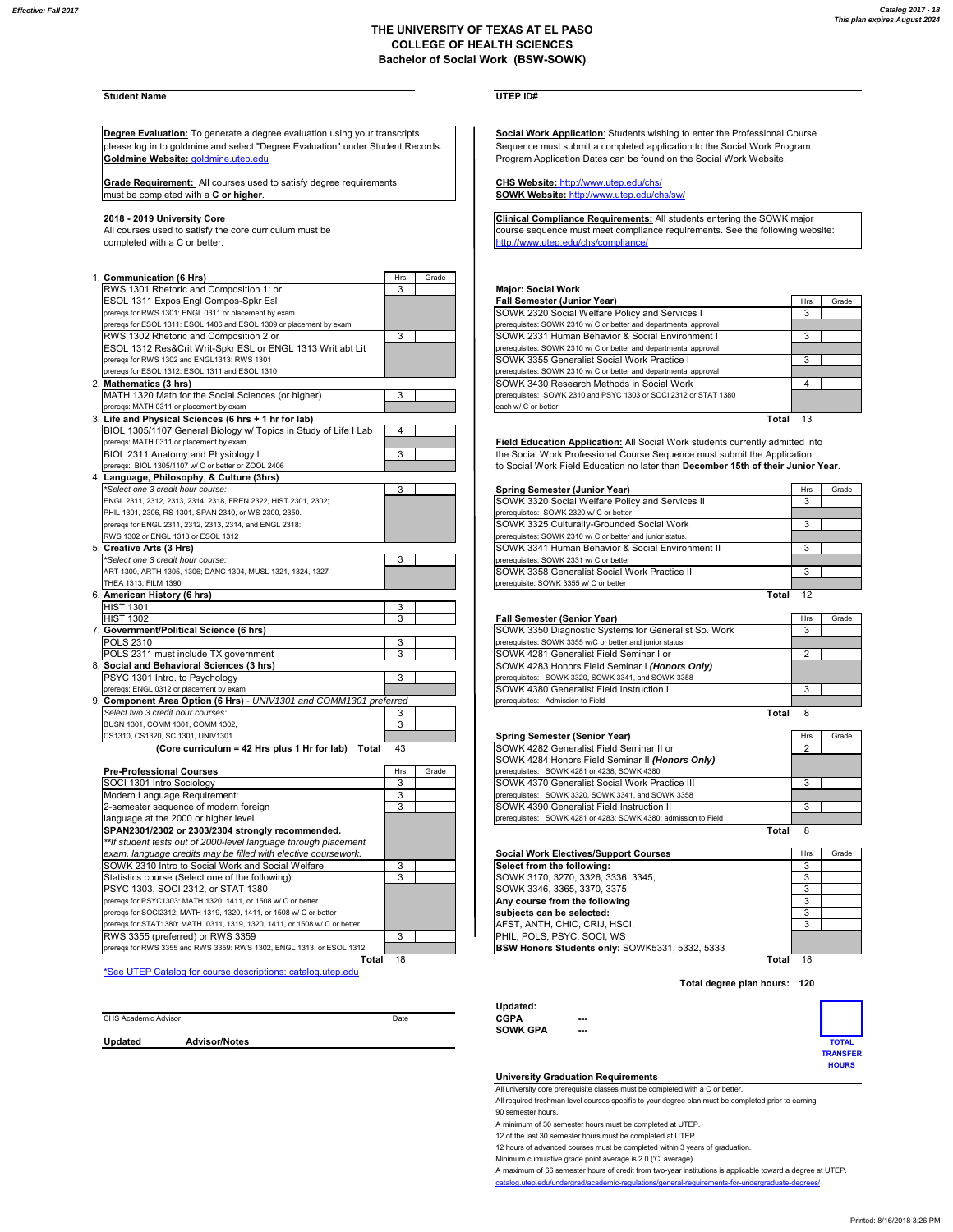Effective: Fall 2017

Catalog 2017 - 18
This plan expires August 2024

# THE UNIVERSITY OF TEXAS AT EL PASO
## COLLEGE OF HEALTH SCIENCES
## Bachelor of Social Work (BSW-SOWK)

**Student Name** ______________________ **UTEP ID#** ______________________

**Degree Evaluation:** To generate a degree evaluation using your transcripts please log in to goldmine and select "Degree Evaluation" under Student Records.
**Goldmine Website:** goldmine.utep.edu

**Grade Requirement:** All courses used to satisfy degree requirements must be completed with a **C or higher**.

**2018 - 2019 University Core**
All courses used to satisfy the core curriculum must be completed with a C or better.

| | Hrs | Grade |
|---|---|---|
| **1. Communication (6 Hrs)** | | |
| RWS 1301 Rhetoric and Composition 1: or | 3 | |
| ESOL 1311 Expos Engl Compos-Spkr Esl | | |
| prereqs for RWS 1301: ENGL 0311 or placement by exam | | |
| prereqs for ESOL 1311: ESOL 1406 and ESOL 1309 or placement by exam | | |
| RWS 1302 Rhetoric and Composition 2 or | 3 | |
| ESOL 1312 Res&Crit Writ-Spkr ESL or ENGL 1313 Writ abt Lit | | |
| prereqs for RWS 1302 and ENGL1313: RWS 1301 | | |
| prereqs for ESOL 1312: ESOL 1311 and ESOL 1310 | | |
| **2. Mathematics (3 hrs)** | | |
| MATH 1320 Math for the Social Sciences (or higher) | 3 | |
| prereqs: MATH 0311 or placement by exam | | |
| **3. Life and Physical Sciences (6 hrs + 1 hr for lab)** | | |
| BIOL 1305/1107 General Biology w/ Topics in Study of Life I Lab | 4 | |
| prereqs: MATH 0311 or placement by exam | | |
| BIOL 2311 Anatomy and Physiology I | 3 | |
| prereqs: BIOL 1305/1107 w/ C or better or ZOOL 2406 | | |
| **4. Language, Philosophy, & Culture (3hrs)** | | |
| *Select one 3 credit hour course:* | 3 | |
| ENGL 2311, 2312, 2313, 2314, 2318, FREN 2322, HIST 2301, 2302; | | |
| PHIL 1301, 2306, RS 1301, SPAN 2340, or WS 2300, 2350. | | |
| prereqs for ENGL 2311, 2312, 2313, 2314, and ENGL 2318: | | |
| RWS 1302 or ENGL 1313 or ESOL 1312 | | |
| **5. Creative Arts (3 Hrs)** | | |
| *Select one 3 credit hour course:* | 3 | |
| ART 1300, ARTH 1305, 1306; DANC 1304, MUSL 1321, 1324, 1327 | | |
| THEA 1313, FILM 1390 | | |
| **6. American History (6 hrs)** | | |
| HIST 1301 | 3 | |
| HIST 1302 | 3 | |
| **7. Government/Political Science (6 hrs)** | | |
| POLS 2310 | 3 | |
| POLS 2311 must include TX government | 3 | |
| **8. Social and Behavioral Sciences (3 hrs)** | | |
| PSYC 1301 Intro. to Psychology | 3 | |
| prereqs: ENGL 0312 or placement by exam | | |
| **9. Component Area Option (6 Hrs)** - *UNIV1301 and COMM1301 preferred* | | |
| *Select two 3 credit hour courses:* | 3 | |
| BUSN 1301, COMM 1301, COMM 1302, | 3 | |
| CS1310, CS1320, SCI1301, UNIV1301 | | |
| **(Core curriculum = 42 Hrs plus 1 Hr for lab) Total** | 43 | |

| **Pre-Professional Courses** | Hrs | Grade |
|---|---|---|
| SOCI 1301 Intro Sociology | 3 | |
| Modern Language Requirement: | 3 | |
| 2-semester sequence of modern foreign | 3 | |
| language at the 2000 or higher level. | | |
| **SPAN2301/2302 or 2303/2304 strongly recommended.** | | |
| *\*\*If student tests out of 2000-level language through placement exam, language credits may be filled with elective coursework.* | | |
| SOWK 2310 Intro to Social Work and Social Welfare | 3 | |
| Statistics course (Select one of the following): | 3 | |
| PSYC 1303, SOCI 2312, or STAT 1380 | | |
| prereqs for PSYC1303: MATH 1320, 1411, or 1508 w/ C or better | | |
| prereqs for SOCI2312: MATH 1319, 1320, 1411, or 1508 w/ C or better | | |
| prereqs for STAT1380: MATH 0311, 1319, 1320, 1411, or 1508 w/ C or better | | |
| RWS 3355 (preferred) or RWS 3359 | 3 | |
| prereqs for RWS 3355 and RWS 3359: RWS 1302, ENGL 1313, or ESOL 1312 | | |
| **Total** | 18 | |

*See UTEP Catalog for course descriptions: catalog.utep.edu

**Social Work Application**: Students wishing to enter the Professional Course Sequence must submit a completed application to the Social Work Program. Program Application Dates can be found on the Social Work Website.

**CHS Website:** http://www.utep.edu/chs/
**SOWK Website:** http://www.utep.edu/chs/sw/

**Clinical Compliance Requirements:** All students entering the SOWK major course sequence must meet compliance requirements. See the following website: http://www.utep.edu/chs/compliance/

**Major: Social Work**

| Fall Semester (Junior Year) | Hrs | Grade |
|---|---|---|
| SOWK 2320 Social Welfare Policy and Services I | 3 | |
| prerequisites: SOWK 2310 w/ C or better and departmental approval | | |
| SOWK 2331 Human Behavior & Social Environment I | 3 | |
| prerequisites: SOWK 2310 w/ C or better and departmental approval | | |
| SOWK 3355 Generalist Social Work Practice I | 3 | |
| prerequisites: SOWK 2310 w/ C or better and departmental approval | | |
| SOWK 3430 Research Methods in Social Work | 4 | |
| prerequisites: SOWK 2310 and PSYC 1303 or SOCI 2312 or STAT 1380 each w/ C or better | | |
| **Total** | 13 | |

**Field Education Application:** All Social Work students currently admitted into the Social Work Professional Course Sequence must submit the Application to Social Work Field Education no later than **December 15th of their Junior Year**.

| Spring Semester (Junior Year) | Hrs | Grade |
|---|---|---|
| SOWK 3320 Social Welfare Policy and Services II | 3 | |
| prerequisites: SOWK 2320 w/ C or better | | |
| SOWK 3325 Culturally-Grounded Social Work | 3 | |
| prerequisites: SOWK 2310 w/ C or better and junior status. | | |
| SOWK 3341 Human Behavior & Social Environment II | 3 | |
| prerequisites: SOWK 2331 w/ C or better | | |
| SOWK 3358 Generalist Social Work Practice II | 3 | |
| prerequisite: SOWK 3355 w/ C or better | | |
| **Total** | 12 | |

| Fall Semester (Senior Year) | Hrs | Grade |
|---|---|---|
| SOWK 3350 Diagnostic Systems for Generalist So. Work | 3 | |
| prerequisites: SOWK 3355 w/C or better and junior status | | |
| SOWK 4281 Generalist Field Seminar I or | 2 | |
| SOWK 4283 Honors Field Seminar I ***(Honors Only)*** | | |
| prerequisites: SOWK 3320, SOWK 3341, and SOWK 3358 | | |
| SOWK 4380 Generalist Field Instruction I | 3 | |
| prerequisites: Admission to Field | | |
| **Total** | 8 | |

| Spring Semester (Senior Year) | Hrs | Grade |
|---|---|---|
| SOWK 4282 Generalist Field Seminar II or | 2 | |
| SOWK 4284 Honors Field Seminar II ***(Honors Only)*** | | |
| prerequisites: SOWK 4281 or 4238; SOWK 4380 | | |
| SOWK 4370 Generalist Social Work Practice III | 3 | |
| prerequisites: SOWK 3320, SOWK 3341, and SOWK 3358 | | |
| SOWK 4390 Generalist Field Instruction II | 3 | |
| prerequisites: SOWK 4281 or 4283; SOWK 4380; admission to Field | | |
| **Total** | 8 | |

| Social Work Electives/Support Courses | Hrs | Grade |
|---|---|---|
| **Select from the following:** | 3 | |
| SOWK 3170, 3270, 3326, 3336, 3345, | 3 | |
| SOWK 3346, 3365, 3370, 3375 | 3 | |
| **Any course from the following** | 3 | |
| **subjects can be selected:** | 3 | |
| AFST, ANTH, CHIC, CRIJ, HSCI, | 3 | |
| PHIL, POLS, PSYC, SOCI, WS | | |
| **BSW Honors Students only:** SOWK5331, 5332, 5333 | | |
| **Total** | 18 | |

**Total degree plan hours: 120**

CHS Academic Advisor ______________________ Date ________

**Updated** **Advisor/Notes**

**Updated:**
**CGPA** ---
**SOWK GPA** ---

**TOTAL TRANSFER HOURS**

**University Graduation Requirements**

All university core prerequisite classes must be completed with a C or better.
All required freshman level courses specific to your degree plan must be completed prior to earning 90 semester hours.
A minimum of 30 semester hours must be completed at UTEP.
12 of the last 30 semester hours must be completed at UTEP
12 hours of advanced courses must be completed within 3 years of graduation.
Minimum cumulative grade point average is 2.0 ('C' average).
A maximum of 66 semester hours of credit from two-year institutions is applicable toward a degree at UTEP.
catalog.utep.edu/undergrad/academic-regulations/general-requirements-for-undergraduate-degrees/

Printed: 8/16/2018 3:26 PM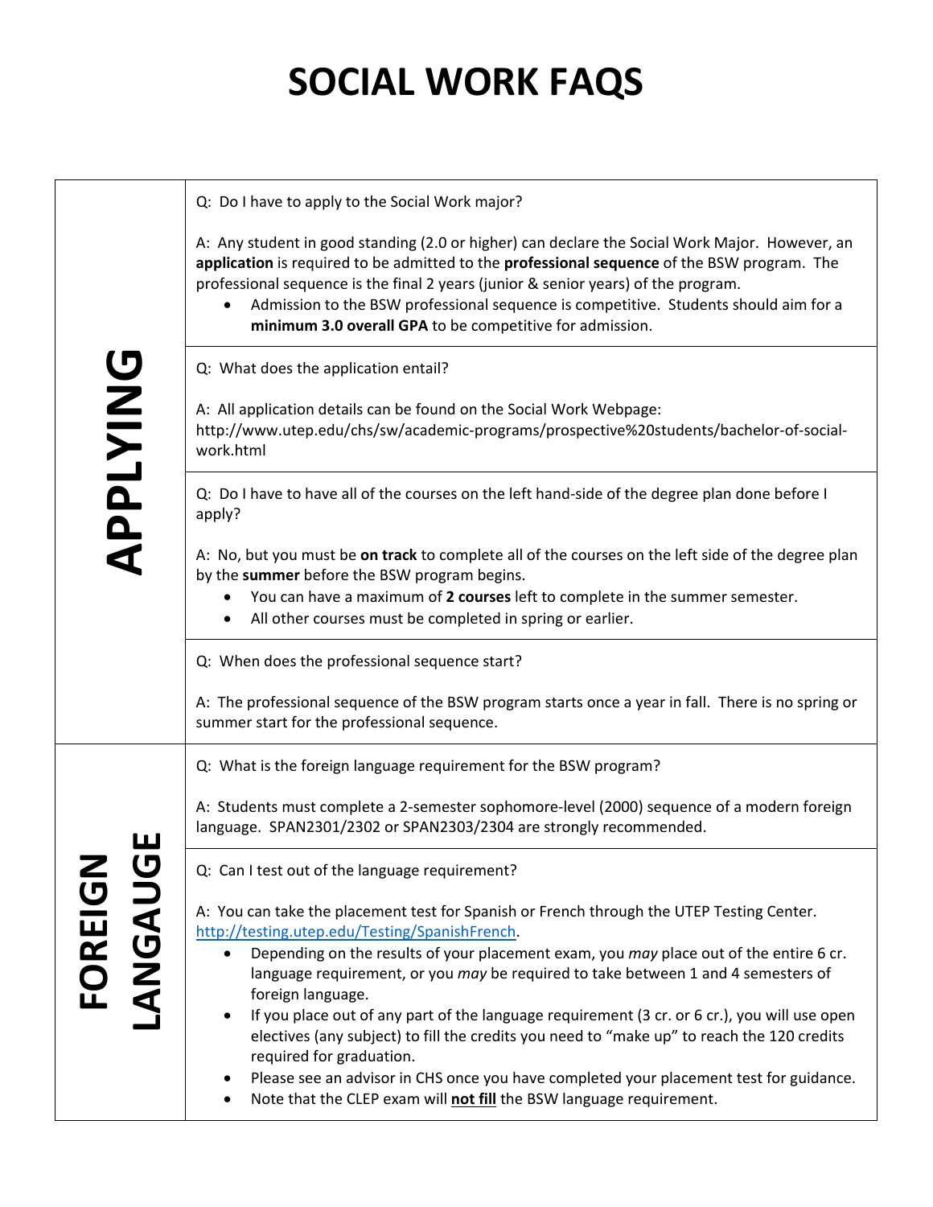# SOCIAL WORK FAQS

## APPLYING

Q: Do I have to apply to the Social Work major?

A: Any student in good standing (2.0 or higher) can declare the Social Work Major. However, an **application** is required to be admitted to the **professional sequence** of the BSW program. The professional sequence is the final 2 years (junior & senior years) of the program.

- Admission to the BSW professional sequence is competitive. Students should aim for a **minimum 3.0 overall GPA** to be competitive for admission.

Q: What does the application entail?

A: All application details can be found on the Social Work Webpage: http://www.utep.edu/chs/sw/academic-programs/prospective%20students/bachelor-of-social-work.html

Q: Do I have to have all of the courses on the left hand-side of the degree plan done before I apply?

A: No, but you must be **on track** to complete all of the courses on the left side of the degree plan by the **summer** before the BSW program begins.

- You can have a maximum of **2 courses** left to complete in the summer semester.
- All other courses must be completed in spring or earlier.

Q: When does the professional sequence start?

A: The professional sequence of the BSW program starts once a year in fall. There is no spring or summer start for the professional sequence.

## FOREIGN LANGAUGE

Q: What is the foreign language requirement for the BSW program?

A: Students must complete a 2-semester sophomore-level (2000) sequence of a modern foreign language. SPAN2301/2302 or SPAN2303/2304 are strongly recommended.

Q: Can I test out of the language requirement?

A: You can take the placement test for Spanish or French through the UTEP Testing Center. http://testing.utep.edu/Testing/SpanishFrench.

- Depending on the results of your placement exam, you *may* place out of the entire 6 cr. language requirement, or you *may* be required to take between 1 and 4 semesters of foreign language.
- If you place out of any part of the language requirement (3 cr. or 6 cr.), you will use open electives (any subject) to fill the credits you need to "make up" to reach the 120 credits required for graduation.
- Please see an advisor in CHS once you have completed your placement test for guidance.
- Note that the CLEP exam will **not fill** the BSW language requirement.